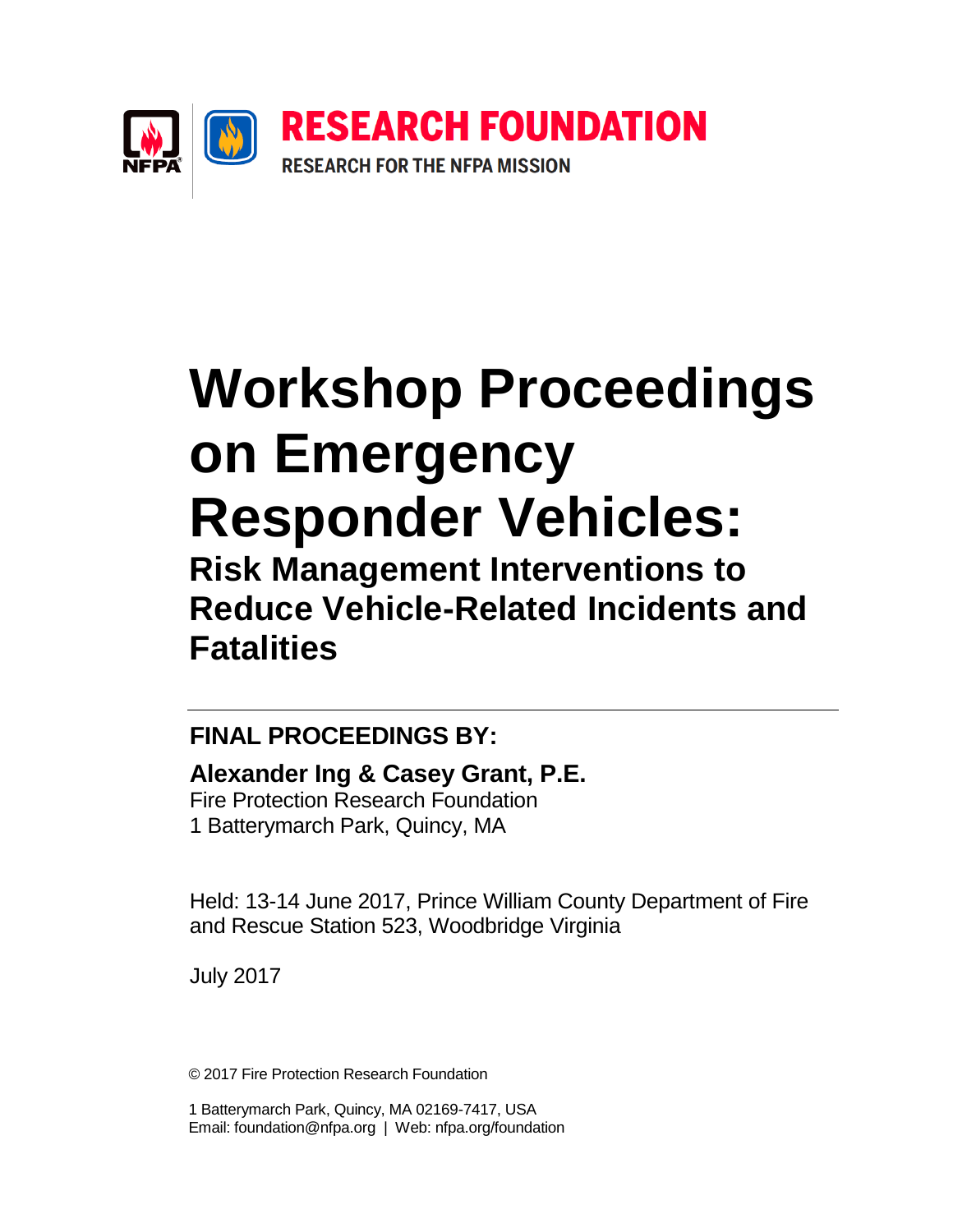RESEARCH FOUNDATION

RESEARCH FOR THE NFPA MISSION

# Workshop Proceedings on Emergency Responder Vehicles:

## Risk Management Interventions to Reduce Vehicle-Related Incidents and Fatalities

---

### FINAL PROCEEDINGS BY:

**Alexander Ing & Casey Grant, P.E.**

Fire Protection Research Foundation
1 Batterymarch Park, Quincy, MA

Held: 13-14 June 2017, Prince William County Department of Fire and Rescue Station 523, Woodbridge Virginia

July 2017

© 2017 Fire Protection Research Foundation

1 Batterymarch Park, Quincy, MA 02169-7417, USA
Email: foundation@nfpa.org | Web: nfpa.org/foundation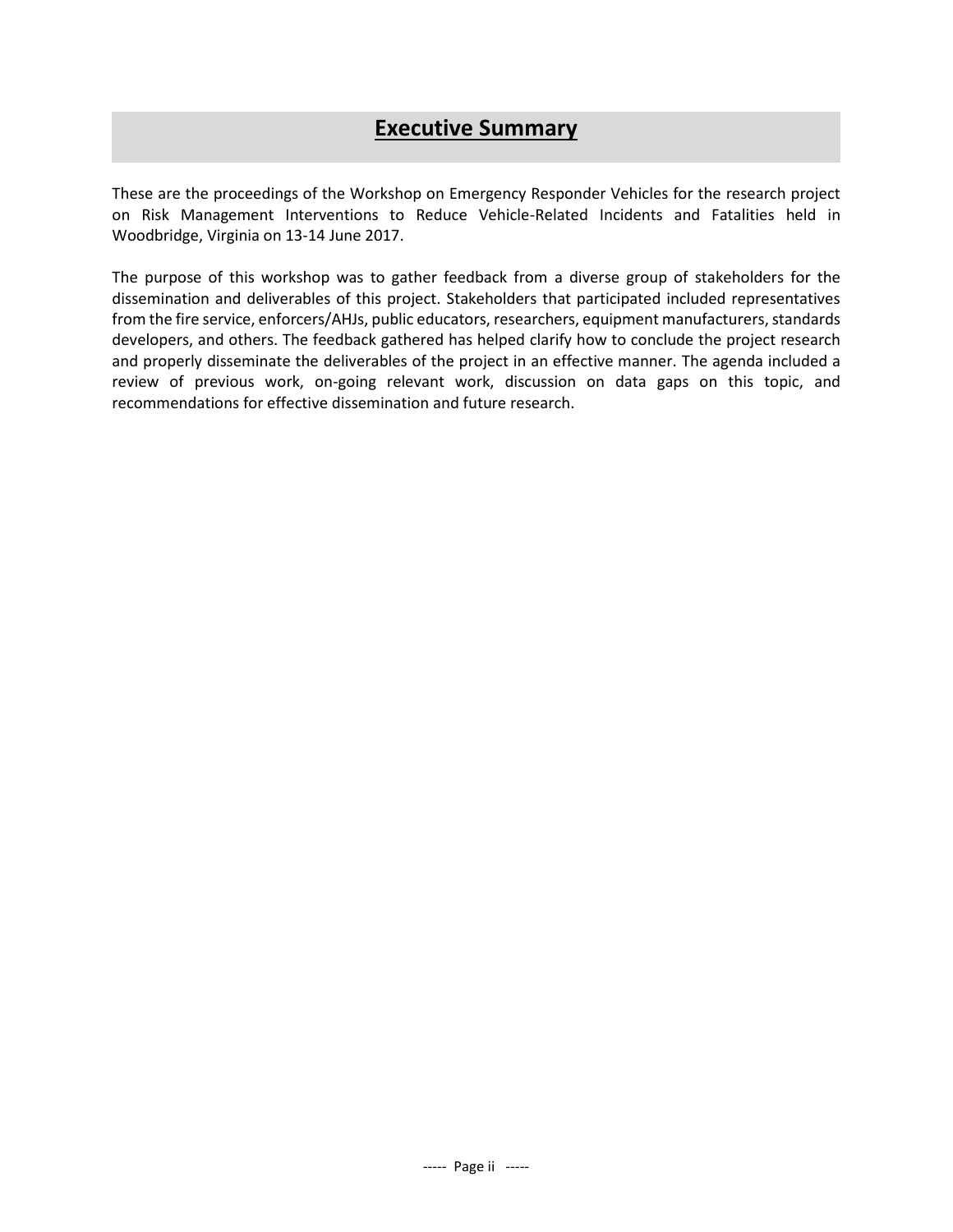# Executive Summary

These are the proceedings of the Workshop on Emergency Responder Vehicles for the research project on Risk Management Interventions to Reduce Vehicle-Related Incidents and Fatalities held in Woodbridge, Virginia on 13-14 June 2017.

The purpose of this workshop was to gather feedback from a diverse group of stakeholders for the dissemination and deliverables of this project. Stakeholders that participated included representatives from the fire service, enforcers/AHJs, public educators, researchers, equipment manufacturers, standards developers, and others. The feedback gathered has helped clarify how to conclude the project research and properly disseminate the deliverables of the project in an effective manner. The agenda included a review of previous work, on-going relevant work, discussion on data gaps on this topic, and recommendations for effective dissemination and future research.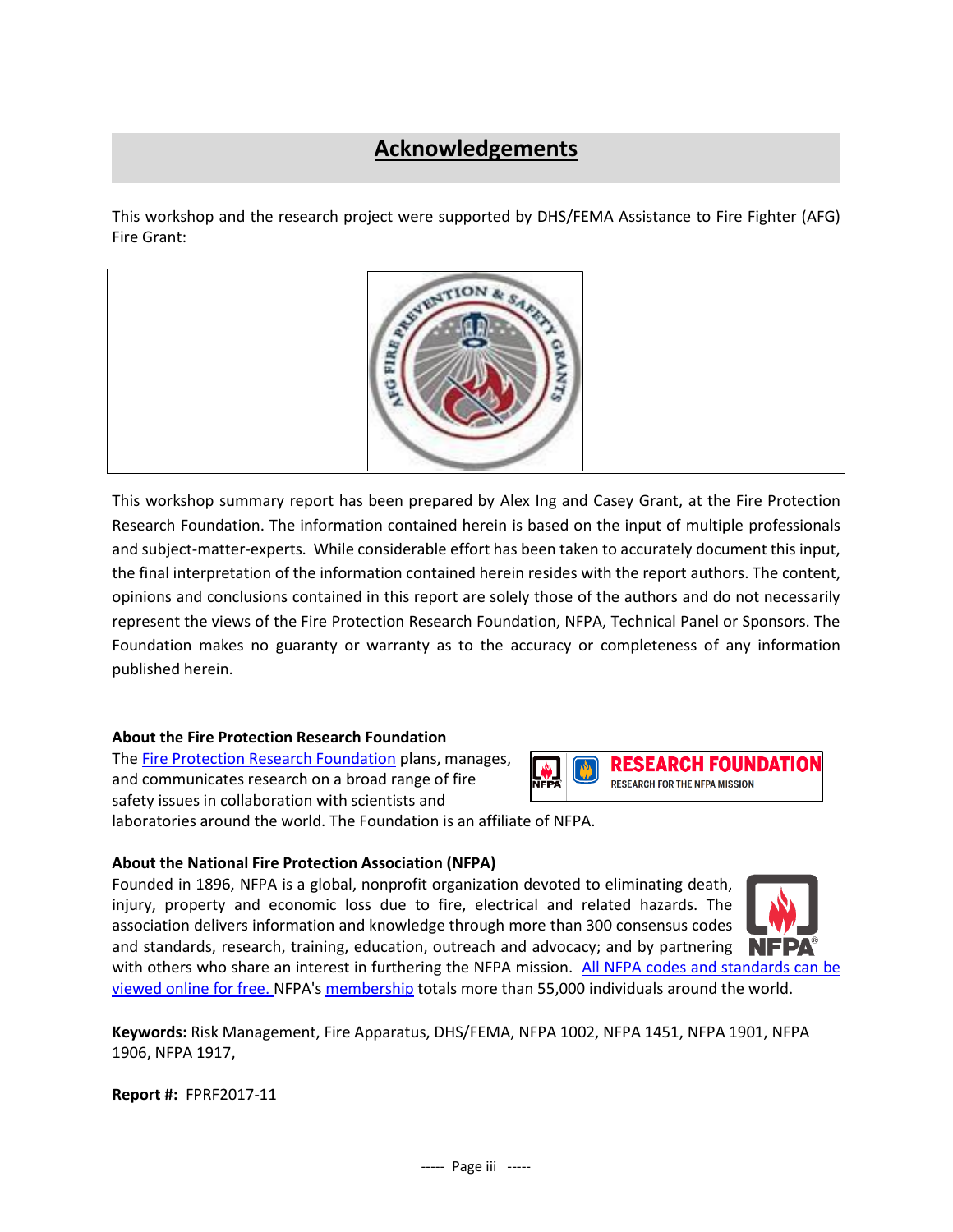# Acknowledgements

This workshop and the research project were supported by DHS/FEMA Assistance to Fire Fighter (AFG) Fire Grant:

This workshop summary report has been prepared by Alex Ing and Casey Grant, at the Fire Protection Research Foundation. The information contained herein is based on the input of multiple professionals and subject-matter-experts. While considerable effort has been taken to accurately document this input, the final interpretation of the information contained herein resides with the report authors. The content, opinions and conclusions contained in this report are solely those of the authors and do not necessarily represent the views of the Fire Protection Research Foundation, NFPA, Technical Panel or Sponsors. The Foundation makes no guaranty or warranty as to the accuracy or completeness of any information published herein.

---

**About the Fire Protection Research Foundation**

The Fire Protection Research Foundation plans, manages, and communicates research on a broad range of fire safety issues in collaboration with scientists and laboratories around the world. The Foundation is an affiliate of NFPA.

**About the National Fire Protection Association (NFPA)**

Founded in 1896, NFPA is a global, nonprofit organization devoted to eliminating death, injury, property and economic loss due to fire, electrical and related hazards. The association delivers information and knowledge through more than 300 consensus codes and standards, research, training, education, outreach and advocacy; and by partnering with others who share an interest in furthering the NFPA mission. All NFPA codes and standards can be viewed online for free. NFPA's membership totals more than 55,000 individuals around the world.

**Keywords:** Risk Management, Fire Apparatus, DHS/FEMA, NFPA 1002, NFPA 1451, NFPA 1901, NFPA 1906, NFPA 1917,

**Report #:** FPRF2017-11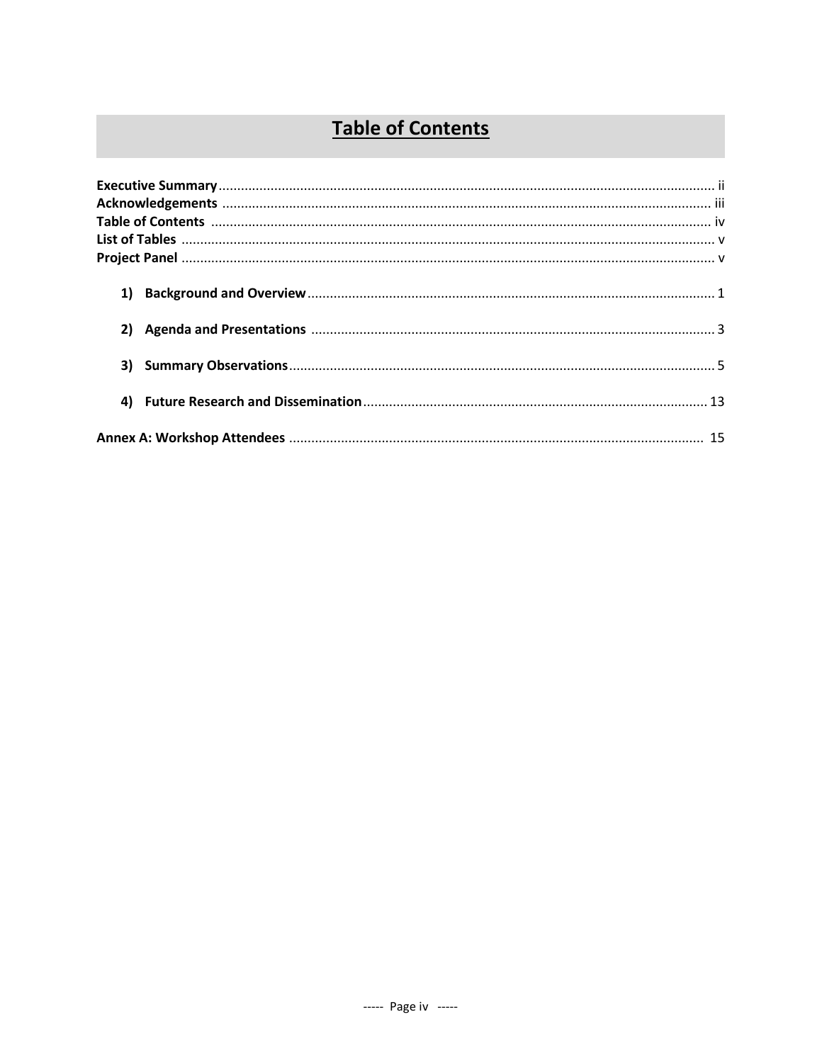# Table of Contents

**Executive Summary** ........ ii
**Acknowledgements** ........ iii
**Table of Contents** ........ iv
**List of Tables** ........ v
**Project Panel** ........ v

1) **Background and Overview** ........ 1

2) **Agenda and Presentations** ........ 3

3) **Summary Observations** ........ 5

4) **Future Research and Dissemination** ........ 13

**Annex A: Workshop Attendees** ........ 15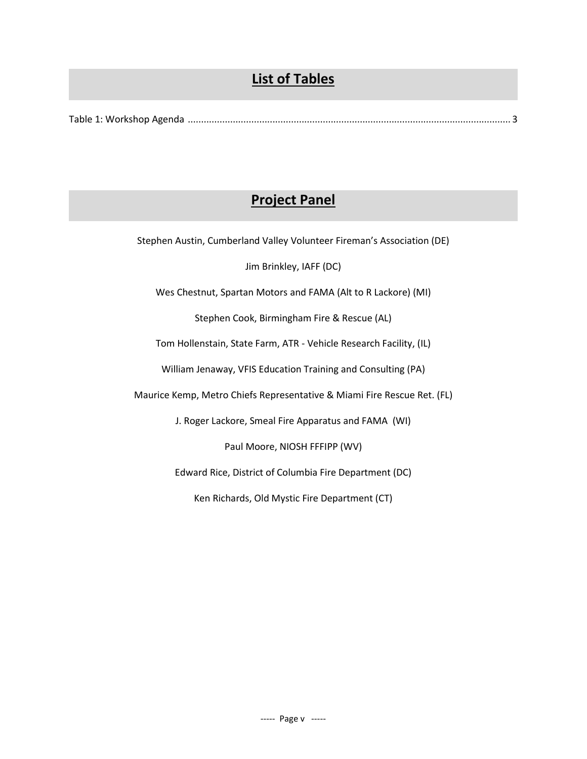# List of Tables

Table 1: Workshop Agenda ........................................................................................................................ 3

# Project Panel

Stephen Austin, Cumberland Valley Volunteer Fireman's Association (DE)

Jim Brinkley, IAFF (DC)

Wes Chestnut, Spartan Motors and FAMA (Alt to R Lackore) (MI)

Stephen Cook, Birmingham Fire & Rescue (AL)

Tom Hollenstain, State Farm, ATR - Vehicle Research Facility, (IL)

William Jenaway, VFIS Education Training and Consulting (PA)

Maurice Kemp, Metro Chiefs Representative & Miami Fire Rescue Ret. (FL)

J. Roger Lackore, Smeal Fire Apparatus and FAMA (WI)

Paul Moore, NIOSH FFFIPP (WV)

Edward Rice, District of Columbia Fire Department (DC)

Ken Richards, Old Mystic Fire Department (CT)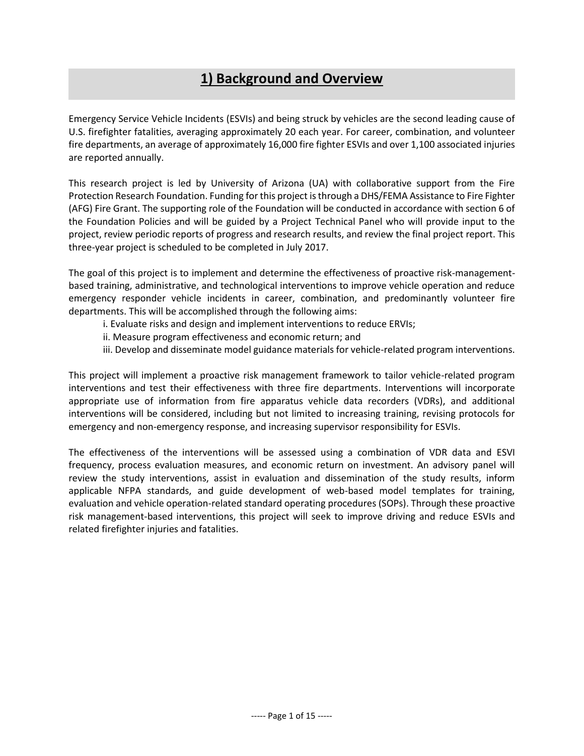# 1) Background and Overview

Emergency Service Vehicle Incidents (ESVIs) and being struck by vehicles are the second leading cause of U.S. firefighter fatalities, averaging approximately 20 each year. For career, combination, and volunteer fire departments, an average of approximately 16,000 fire fighter ESVIs and over 1,100 associated injuries are reported annually.

This research project is led by University of Arizona (UA) with collaborative support from the Fire Protection Research Foundation. Funding for this project is through a DHS/FEMA Assistance to Fire Fighter (AFG) Fire Grant. The supporting role of the Foundation will be conducted in accordance with section 6 of the Foundation Policies and will be guided by a Project Technical Panel who will provide input to the project, review periodic reports of progress and research results, and review the final project report. This three-year project is scheduled to be completed in July 2017.

The goal of this project is to implement and determine the effectiveness of proactive risk-management-based training, administrative, and technological interventions to improve vehicle operation and reduce emergency responder vehicle incidents in career, combination, and predominantly volunteer fire departments. This will be accomplished through the following aims:

- i. Evaluate risks and design and implement interventions to reduce ERVIs;
- ii. Measure program effectiveness and economic return; and
- iii. Develop and disseminate model guidance materials for vehicle-related program interventions.

This project will implement a proactive risk management framework to tailor vehicle-related program interventions and test their effectiveness with three fire departments. Interventions will incorporate appropriate use of information from fire apparatus vehicle data recorders (VDRs), and additional interventions will be considered, including but not limited to increasing training, revising protocols for emergency and non-emergency response, and increasing supervisor responsibility for ESVIs.

The effectiveness of the interventions will be assessed using a combination of VDR data and ESVI frequency, process evaluation measures, and economic return on investment. An advisory panel will review the study interventions, assist in evaluation and dissemination of the study results, inform applicable NFPA standards, and guide development of web-based model templates for training, evaluation and vehicle operation-related standard operating procedures (SOPs). Through these proactive risk management-based interventions, this project will seek to improve driving and reduce ESVIs and related firefighter injuries and fatalities.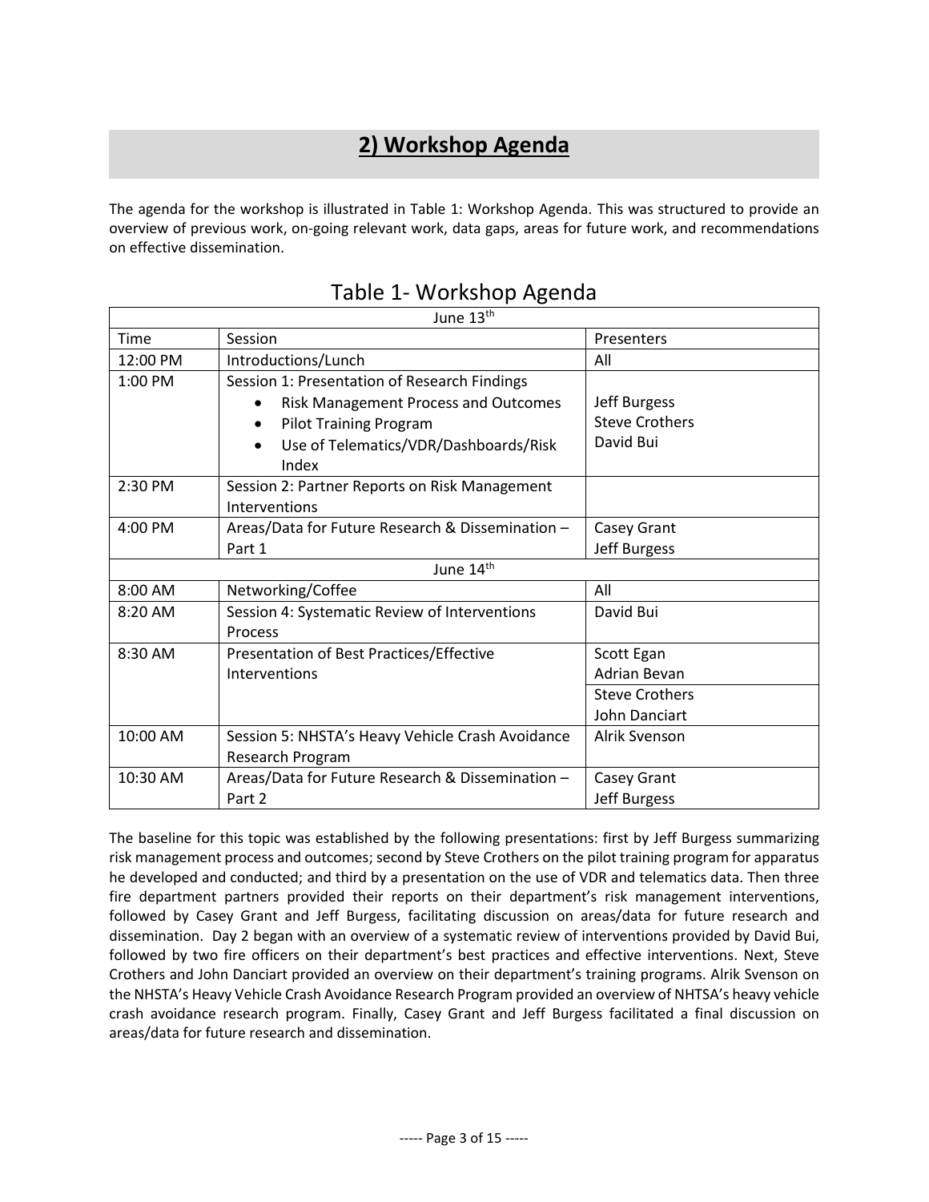## 2) Workshop Agenda

The agenda for the workshop is illustrated in Table 1: Workshop Agenda. This was structured to provide an overview of previous work, on-going relevant work, data gaps, areas for future work, and recommendations on effective dissemination.

Table 1- Workshop Agenda

| June 13th | | |
|---|---|---|
| Time | Session | Presenters |
| 12:00 PM | Introductions/Lunch | All |
| 1:00 PM | Session 1: Presentation of Research Findings<br>• Risk Management Process and Outcomes<br>• Pilot Training Program<br>• Use of Telematics/VDR/Dashboards/Risk Index | Jeff Burgess<br>Steve Crothers<br>David Bui |
| 2:30 PM | Session 2: Partner Reports on Risk Management Interventions | |
| 4:00 PM | Areas/Data for Future Research & Dissemination – Part 1 | Casey Grant<br>Jeff Burgess |
| June 14th | | |
| 8:00 AM | Networking/Coffee | All |
| 8:20 AM | Session 4: Systematic Review of Interventions Process | David Bui |
| 8:30 AM | Presentation of Best Practices/Effective Interventions | Scott Egan<br>Adrian Bevan<br>Steve Crothers<br>John Danciart |
| 10:00 AM | Session 5: NHSTA's Heavy Vehicle Crash Avoidance Research Program | Alrik Svenson |
| 10:30 AM | Areas/Data for Future Research & Dissemination – Part 2 | Casey Grant<br>Jeff Burgess |

The baseline for this topic was established by the following presentations: first by Jeff Burgess summarizing risk management process and outcomes; second by Steve Crothers on the pilot training program for apparatus he developed and conducted; and third by a presentation on the use of VDR and telematics data. Then three fire department partners provided their reports on their department's risk management interventions, followed by Casey Grant and Jeff Burgess, facilitating discussion on areas/data for future research and dissemination. Day 2 began with an overview of a systematic review of interventions provided by David Bui, followed by two fire officers on their department's best practices and effective interventions. Next, Steve Crothers and John Danciart provided an overview on their department's training programs. Alrik Svenson on the NHSTA's Heavy Vehicle Crash Avoidance Research Program provided an overview of NHTSA's heavy vehicle crash avoidance research program. Finally, Casey Grant and Jeff Burgess facilitated a final discussion on areas/data for future research and dissemination.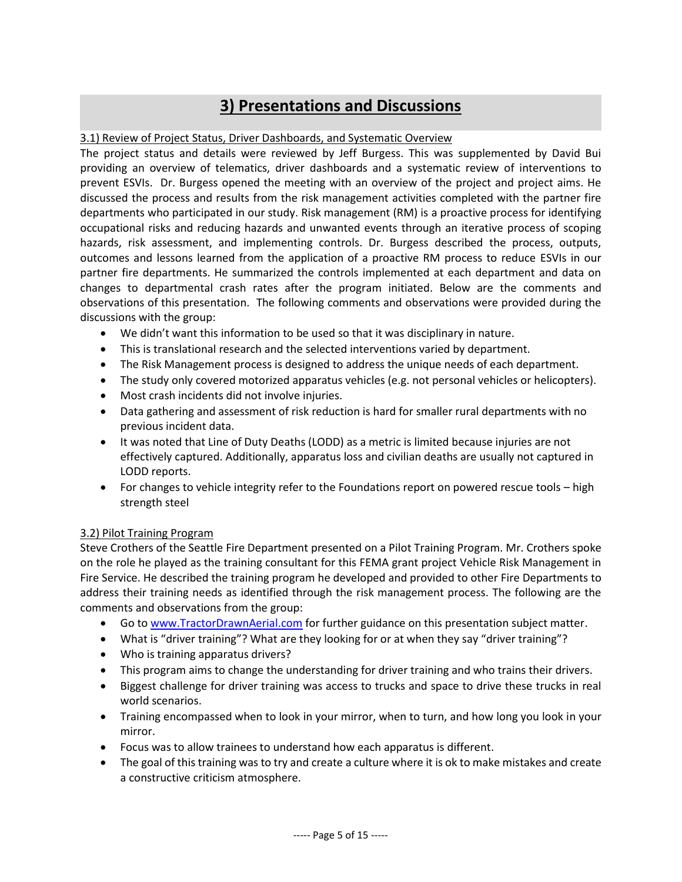# 3) Presentations and Discussions

3.1) Review of Project Status, Driver Dashboards, and Systematic Overview

The project status and details were reviewed by Jeff Burgess. This was supplemented by David Bui providing an overview of telematics, driver dashboards and a systematic review of interventions to prevent ESVIs. Dr. Burgess opened the meeting with an overview of the project and project aims. He discussed the process and results from the risk management activities completed with the partner fire departments who participated in our study. Risk management (RM) is a proactive process for identifying occupational risks and reducing hazards and unwanted events through an iterative process of scoping hazards, risk assessment, and implementing controls. Dr. Burgess described the process, outputs, outcomes and lessons learned from the application of a proactive RM process to reduce ESVIs in our partner fire departments. He summarized the controls implemented at each department and data on changes to departmental crash rates after the program initiated. Below are the comments and observations of this presentation. The following comments and observations were provided during the discussions with the group:

- We didn't want this information to be used so that it was disciplinary in nature.
- This is translational research and the selected interventions varied by department.
- The Risk Management process is designed to address the unique needs of each department.
- The study only covered motorized apparatus vehicles (e.g. not personal vehicles or helicopters).
- Most crash incidents did not involve injuries.
- Data gathering and assessment of risk reduction is hard for smaller rural departments with no previous incident data.
- It was noted that Line of Duty Deaths (LODD) as a metric is limited because injuries are not effectively captured. Additionally, apparatus loss and civilian deaths are usually not captured in LODD reports.
- For changes to vehicle integrity refer to the Foundations report on powered rescue tools – high strength steel

3.2) Pilot Training Program

Steve Crothers of the Seattle Fire Department presented on a Pilot Training Program. Mr. Crothers spoke on the role he played as the training consultant for this FEMA grant project Vehicle Risk Management in Fire Service. He described the training program he developed and provided to other Fire Departments to address their training needs as identified through the risk management process. The following are the comments and observations from the group:

- Go to www.TractorDrawnAerial.com for further guidance on this presentation subject matter.
- What is "driver training"? What are they looking for or at when they say "driver training"?
- Who is training apparatus drivers?
- This program aims to change the understanding for driver training and who trains their drivers.
- Biggest challenge for driver training was access to trucks and space to drive these trucks in real world scenarios.
- Training encompassed when to look in your mirror, when to turn, and how long you look in your mirror.
- Focus was to allow trainees to understand how each apparatus is different.
- The goal of this training was to try and create a culture where it is ok to make mistakes and create a constructive criticism atmosphere.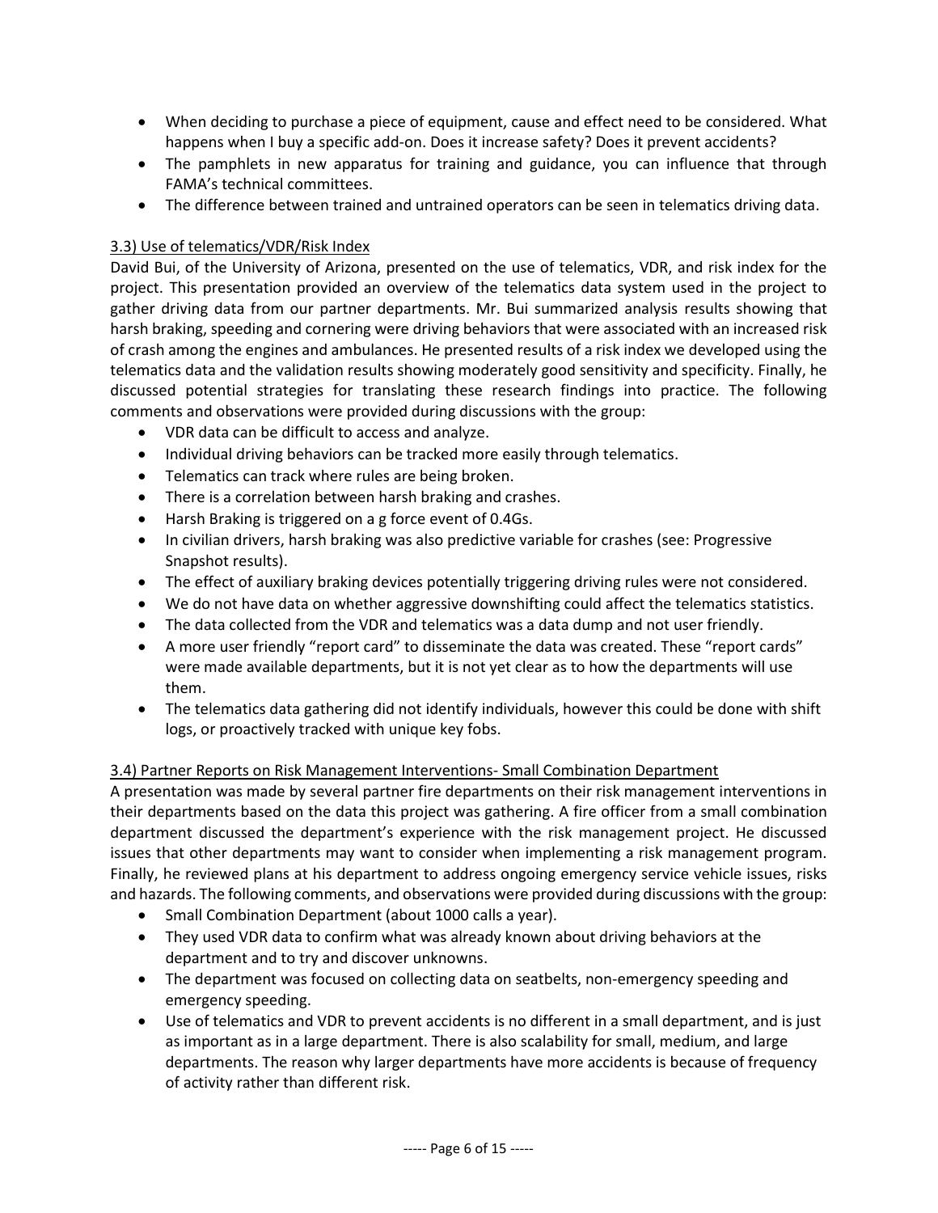- When deciding to purchase a piece of equipment, cause and effect need to be considered. What happens when I buy a specific add-on. Does it increase safety? Does it prevent accidents?
- The pamphlets in new apparatus for training and guidance, you can influence that through FAMA's technical committees.
- The difference between trained and untrained operators can be seen in telematics driving data.

### 3.3) Use of telematics/VDR/Risk Index

David Bui, of the University of Arizona, presented on the use of telematics, VDR, and risk index for the project. This presentation provided an overview of the telematics data system used in the project to gather driving data from our partner departments. Mr. Bui summarized analysis results showing that harsh braking, speeding and cornering were driving behaviors that were associated with an increased risk of crash among the engines and ambulances. He presented results of a risk index we developed using the telematics data and the validation results showing moderately good sensitivity and specificity. Finally, he discussed potential strategies for translating these research findings into practice. The following comments and observations were provided during discussions with the group:

- VDR data can be difficult to access and analyze.
- Individual driving behaviors can be tracked more easily through telematics.
- Telematics can track where rules are being broken.
- There is a correlation between harsh braking and crashes.
- Harsh Braking is triggered on a g force event of 0.4Gs.
- In civilian drivers, harsh braking was also predictive variable for crashes (see: Progressive Snapshot results).
- The effect of auxiliary braking devices potentially triggering driving rules were not considered.
- We do not have data on whether aggressive downshifting could affect the telematics statistics.
- The data collected from the VDR and telematics was a data dump and not user friendly.
- A more user friendly "report card" to disseminate the data was created. These "report cards" were made available departments, but it is not yet clear as to how the departments will use them.
- The telematics data gathering did not identify individuals, however this could be done with shift logs, or proactively tracked with unique key fobs.

### 3.4) Partner Reports on Risk Management Interventions- Small Combination Department

A presentation was made by several partner fire departments on their risk management interventions in their departments based on the data this project was gathering. A fire officer from a small combination department discussed the department's experience with the risk management project. He discussed issues that other departments may want to consider when implementing a risk management program. Finally, he reviewed plans at his department to address ongoing emergency service vehicle issues, risks and hazards. The following comments, and observations were provided during discussions with the group:

- Small Combination Department (about 1000 calls a year).
- They used VDR data to confirm what was already known about driving behaviors at the department and to try and discover unknowns.
- The department was focused on collecting data on seatbelts, non-emergency speeding and emergency speeding.
- Use of telematics and VDR to prevent accidents is no different in a small department, and is just as important as in a large department. There is also scalability for small, medium, and large departments. The reason why larger departments have more accidents is because of frequency of activity rather than different risk.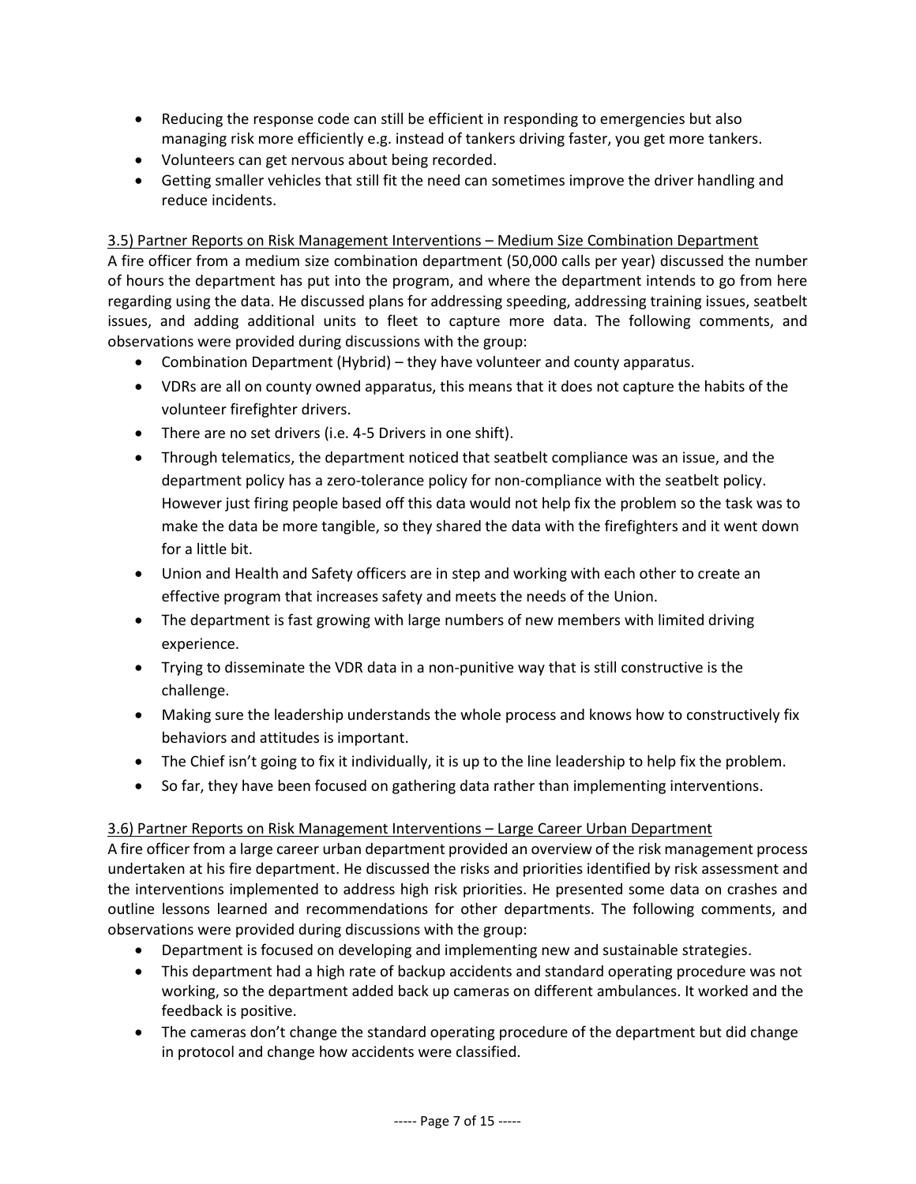- Reducing the response code can still be efficient in responding to emergencies but also managing risk more efficiently e.g. instead of tankers driving faster, you get more tankers.
- Volunteers can get nervous about being recorded.
- Getting smaller vehicles that still fit the need can sometimes improve the driver handling and reduce incidents.

3.5) Partner Reports on Risk Management Interventions – Medium Size Combination Department

A fire officer from a medium size combination department (50,000 calls per year) discussed the number of hours the department has put into the program, and where the department intends to go from here regarding using the data. He discussed plans for addressing speeding, addressing training issues, seatbelt issues, and adding additional units to fleet to capture more data. The following comments, and observations were provided during discussions with the group:

- Combination Department (Hybrid) – they have volunteer and county apparatus.
- VDRs are all on county owned apparatus, this means that it does not capture the habits of the volunteer firefighter drivers.
- There are no set drivers (i.e. 4-5 Drivers in one shift).
- Through telematics, the department noticed that seatbelt compliance was an issue, and the department policy has a zero-tolerance policy for non-compliance with the seatbelt policy. However just firing people based off this data would not help fix the problem so the task was to make the data be more tangible, so they shared the data with the firefighters and it went down for a little bit.
- Union and Health and Safety officers are in step and working with each other to create an effective program that increases safety and meets the needs of the Union.
- The department is fast growing with large numbers of new members with limited driving experience.
- Trying to disseminate the VDR data in a non-punitive way that is still constructive is the challenge.
- Making sure the leadership understands the whole process and knows how to constructively fix behaviors and attitudes is important.
- The Chief isn't going to fix it individually, it is up to the line leadership to help fix the problem.
- So far, they have been focused on gathering data rather than implementing interventions.

3.6) Partner Reports on Risk Management Interventions – Large Career Urban Department

A fire officer from a large career urban department provided an overview of the risk management process undertaken at his fire department. He discussed the risks and priorities identified by risk assessment and the interventions implemented to address high risk priorities. He presented some data on crashes and outline lessons learned and recommendations for other departments. The following comments, and observations were provided during discussions with the group:

- Department is focused on developing and implementing new and sustainable strategies.
- This department had a high rate of backup accidents and standard operating procedure was not working, so the department added back up cameras on different ambulances. It worked and the feedback is positive.
- The cameras don't change the standard operating procedure of the department but did change in protocol and change how accidents were classified.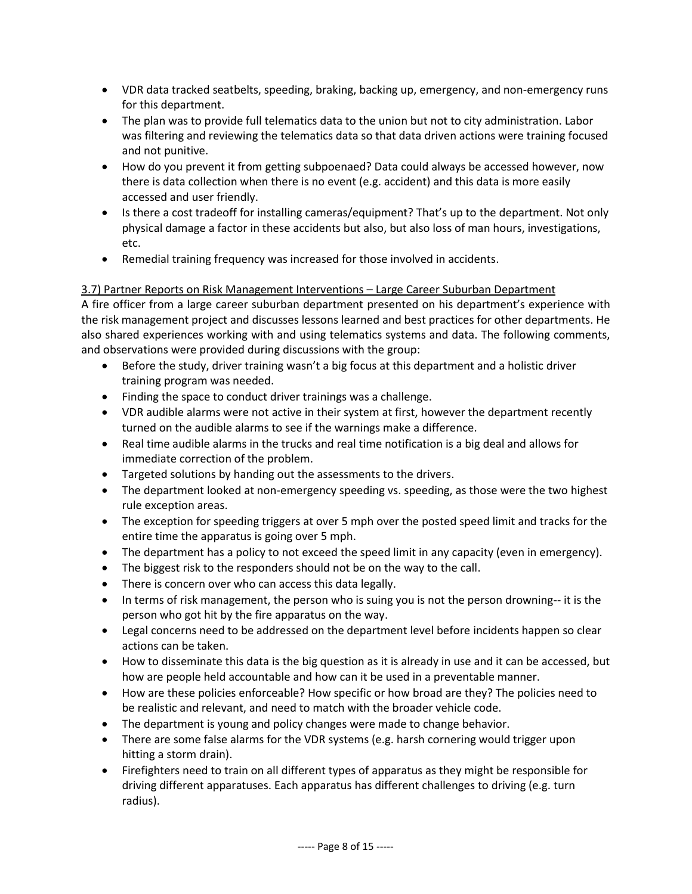- VDR data tracked seatbelts, speeding, braking, backing up, emergency, and non-emergency runs for this department.
- The plan was to provide full telematics data to the union but not to city administration. Labor was filtering and reviewing the telematics data so that data driven actions were training focused and not punitive.
- How do you prevent it from getting subpoenaed? Data could always be accessed however, now there is data collection when there is no event (e.g. accident) and this data is more easily accessed and user friendly.
- Is there a cost tradeoff for installing cameras/equipment? That's up to the department. Not only physical damage a factor in these accidents but also, but also loss of man hours, investigations, etc.
- Remedial training frequency was increased for those involved in accidents.

<u>3.7) Partner Reports on Risk Management Interventions – Large Career Suburban Department</u>

A fire officer from a large career suburban department presented on his department's experience with the risk management project and discusses lessons learned and best practices for other departments. He also shared experiences working with and using telematics systems and data. The following comments, and observations were provided during discussions with the group:

- Before the study, driver training wasn't a big focus at this department and a holistic driver training program was needed.
- Finding the space to conduct driver trainings was a challenge.
- VDR audible alarms were not active in their system at first, however the department recently turned on the audible alarms to see if the warnings make a difference.
- Real time audible alarms in the trucks and real time notification is a big deal and allows for immediate correction of the problem.
- Targeted solutions by handing out the assessments to the drivers.
- The department looked at non-emergency speeding vs. speeding, as those were the two highest rule exception areas.
- The exception for speeding triggers at over 5 mph over the posted speed limit and tracks for the entire time the apparatus is going over 5 mph.
- The department has a policy to not exceed the speed limit in any capacity (even in emergency).
- The biggest risk to the responders should not be on the way to the call.
- There is concern over who can access this data legally.
- In terms of risk management, the person who is suing you is not the person drowning-- it is the person who got hit by the fire apparatus on the way.
- Legal concerns need to be addressed on the department level before incidents happen so clear actions can be taken.
- How to disseminate this data is the big question as it is already in use and it can be accessed, but how are people held accountable and how can it be used in a preventable manner.
- How are these policies enforceable? How specific or how broad are they? The policies need to be realistic and relevant, and need to match with the broader vehicle code.
- The department is young and policy changes were made to change behavior.
- There are some false alarms for the VDR systems (e.g. harsh cornering would trigger upon hitting a storm drain).
- Firefighters need to train on all different types of apparatus as they might be responsible for driving different apparatuses. Each apparatus has different challenges to driving (e.g. turn radius).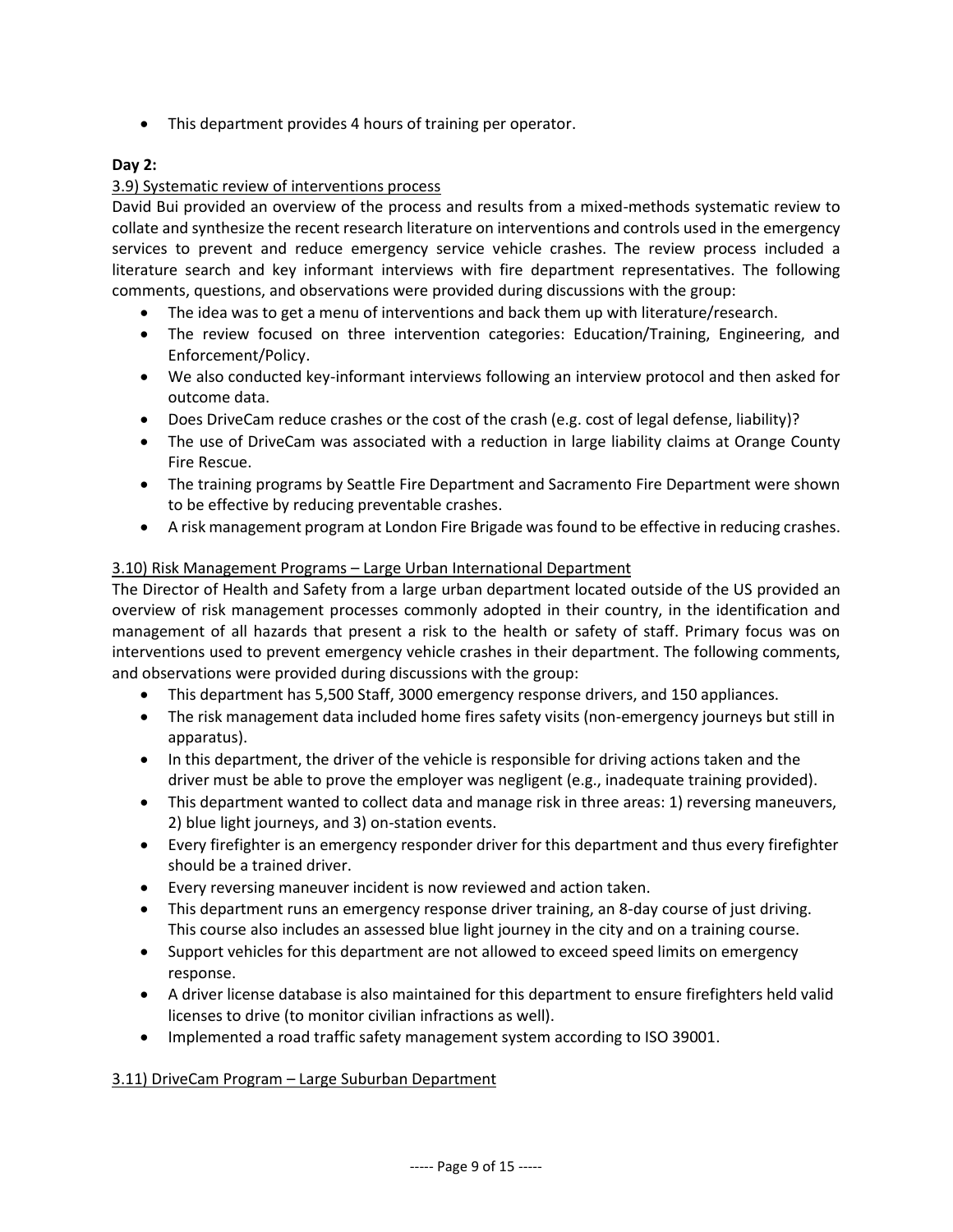- This department provides 4 hours of training per operator.

**Day 2:**

3.9) Systematic review of interventions process

David Bui provided an overview of the process and results from a mixed-methods systematic review to collate and synthesize the recent research literature on interventions and controls used in the emergency services to prevent and reduce emergency service vehicle crashes. The review process included a literature search and key informant interviews with fire department representatives. The following comments, questions, and observations were provided during discussions with the group:

- The idea was to get a menu of interventions and back them up with literature/research.
- The review focused on three intervention categories: Education/Training, Engineering, and Enforcement/Policy.
- We also conducted key-informant interviews following an interview protocol and then asked for outcome data.
- Does DriveCam reduce crashes or the cost of the crash (e.g. cost of legal defense, liability)?
- The use of DriveCam was associated with a reduction in large liability claims at Orange County Fire Rescue.
- The training programs by Seattle Fire Department and Sacramento Fire Department were shown to be effective by reducing preventable crashes.
- A risk management program at London Fire Brigade was found to be effective in reducing crashes.

3.10) Risk Management Programs – Large Urban International Department

The Director of Health and Safety from a large urban department located outside of the US provided an overview of risk management processes commonly adopted in their country, in the identification and management of all hazards that present a risk to the health or safety of staff. Primary focus was on interventions used to prevent emergency vehicle crashes in their department. The following comments, and observations were provided during discussions with the group:

- This department has 5,500 Staff, 3000 emergency response drivers, and 150 appliances.
- The risk management data included home fires safety visits (non-emergency journeys but still in apparatus).
- In this department, the driver of the vehicle is responsible for driving actions taken and the driver must be able to prove the employer was negligent (e.g., inadequate training provided).
- This department wanted to collect data and manage risk in three areas: 1) reversing maneuvers, 2) blue light journeys, and 3) on-station events.
- Every firefighter is an emergency responder driver for this department and thus every firefighter should be a trained driver.
- Every reversing maneuver incident is now reviewed and action taken.
- This department runs an emergency response driver training, an 8-day course of just driving. This course also includes an assessed blue light journey in the city and on a training course.
- Support vehicles for this department are not allowed to exceed speed limits on emergency response.
- A driver license database is also maintained for this department to ensure firefighters held valid licenses to drive (to monitor civilian infractions as well).
- Implemented a road traffic safety management system according to ISO 39001.

3.11) DriveCam Program – Large Suburban Department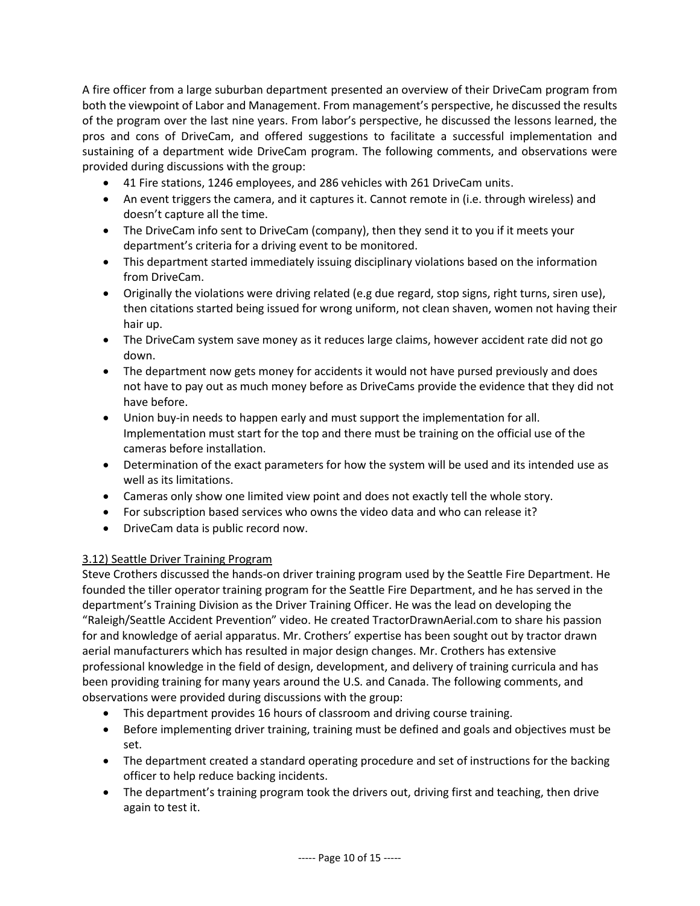A fire officer from a large suburban department presented an overview of their DriveCam program from both the viewpoint of Labor and Management. From management's perspective, he discussed the results of the program over the last nine years. From labor's perspective, he discussed the lessons learned, the pros and cons of DriveCam, and offered suggestions to facilitate a successful implementation and sustaining of a department wide DriveCam program. The following comments, and observations were provided during discussions with the group:

- 41 Fire stations, 1246 employees, and 286 vehicles with 261 DriveCam units.
- An event triggers the camera, and it captures it. Cannot remote in (i.e. through wireless) and doesn't capture all the time.
- The DriveCam info sent to DriveCam (company), then they send it to you if it meets your department's criteria for a driving event to be monitored.
- This department started immediately issuing disciplinary violations based on the information from DriveCam.
- Originally the violations were driving related (e.g due regard, stop signs, right turns, siren use), then citations started being issued for wrong uniform, not clean shaven, women not having their hair up.
- The DriveCam system save money as it reduces large claims, however accident rate did not go down.
- The department now gets money for accidents it would not have pursed previously and does not have to pay out as much money before as DriveCams provide the evidence that they did not have before.
- Union buy-in needs to happen early and must support the implementation for all. Implementation must start for the top and there must be training on the official use of the cameras before installation.
- Determination of the exact parameters for how the system will be used and its intended use as well as its limitations.
- Cameras only show one limited view point and does not exactly tell the whole story.
- For subscription based services who owns the video data and who can release it?
- DriveCam data is public record now.

### 3.12) Seattle Driver Training Program

Steve Crothers discussed the hands-on driver training program used by the Seattle Fire Department. He founded the tiller operator training program for the Seattle Fire Department, and he has served in the department's Training Division as the Driver Training Officer. He was the lead on developing the "Raleigh/Seattle Accident Prevention" video. He created TractorDrawnAerial.com to share his passion for and knowledge of aerial apparatus. Mr. Crothers' expertise has been sought out by tractor drawn aerial manufacturers which has resulted in major design changes. Mr. Crothers has extensive professional knowledge in the field of design, development, and delivery of training curricula and has been providing training for many years around the U.S. and Canada. The following comments, and observations were provided during discussions with the group:

- This department provides 16 hours of classroom and driving course training.
- Before implementing driver training, training must be defined and goals and objectives must be set.
- The department created a standard operating procedure and set of instructions for the backing officer to help reduce backing incidents.
- The department's training program took the drivers out, driving first and teaching, then drive again to test it.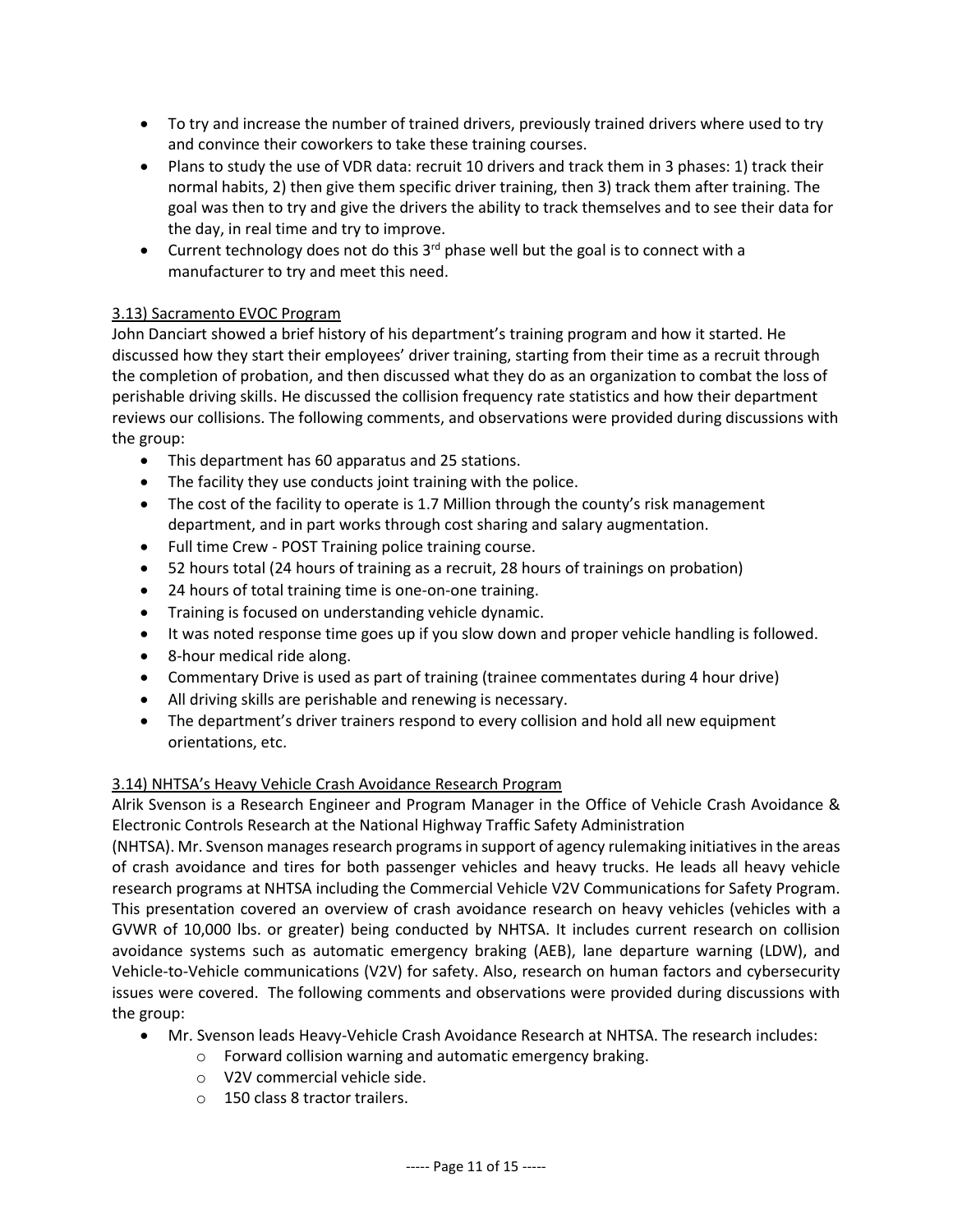- To try and increase the number of trained drivers, previously trained drivers where used to try and convince their coworkers to take these training courses.
- Plans to study the use of VDR data: recruit 10 drivers and track them in 3 phases: 1) track their normal habits, 2) then give them specific driver training, then 3) track them after training. The goal was then to try and give the drivers the ability to track themselves and to see their data for the day, in real time and try to improve.
- Current technology does not do this 3rd phase well but the goal is to connect with a manufacturer to try and meet this need.

### 3.13) Sacramento EVOC Program

John Danciart showed a brief history of his department's training program and how it started. He discussed how they start their employees' driver training, starting from their time as a recruit through the completion of probation, and then discussed what they do as an organization to combat the loss of perishable driving skills. He discussed the collision frequency rate statistics and how their department reviews our collisions. The following comments, and observations were provided during discussions with the group:

- This department has 60 apparatus and 25 stations.
- The facility they use conducts joint training with the police.
- The cost of the facility to operate is 1.7 Million through the county's risk management department, and in part works through cost sharing and salary augmentation.
- Full time Crew - POST Training police training course.
- 52 hours total (24 hours of training as a recruit, 28 hours of trainings on probation)
- 24 hours of total training time is one-on-one training.
- Training is focused on understanding vehicle dynamic.
- It was noted response time goes up if you slow down and proper vehicle handling is followed.
- 8-hour medical ride along.
- Commentary Drive is used as part of training (trainee commentates during 4 hour drive)
- All driving skills are perishable and renewing is necessary.
- The department's driver trainers respond to every collision and hold all new equipment orientations, etc.

### 3.14) NHTSA's Heavy Vehicle Crash Avoidance Research Program

Alrik Svenson is a Research Engineer and Program Manager in the Office of Vehicle Crash Avoidance & Electronic Controls Research at the National Highway Traffic Safety Administration (NHTSA). Mr. Svenson manages research programs in support of agency rulemaking initiatives in the areas of crash avoidance and tires for both passenger vehicles and heavy trucks. He leads all heavy vehicle research programs at NHTSA including the Commercial Vehicle V2V Communications for Safety Program. This presentation covered an overview of crash avoidance research on heavy vehicles (vehicles with a GVWR of 10,000 lbs. or greater) being conducted by NHTSA. It includes current research on collision avoidance systems such as automatic emergency braking (AEB), lane departure warning (LDW), and Vehicle-to-Vehicle communications (V2V) for safety. Also, research on human factors and cybersecurity issues were covered. The following comments and observations were provided during discussions with the group:

- Mr. Svenson leads Heavy-Vehicle Crash Avoidance Research at NHTSA. The research includes:
  - Forward collision warning and automatic emergency braking.
  - V2V commercial vehicle side.
  - 150 class 8 tractor trailers.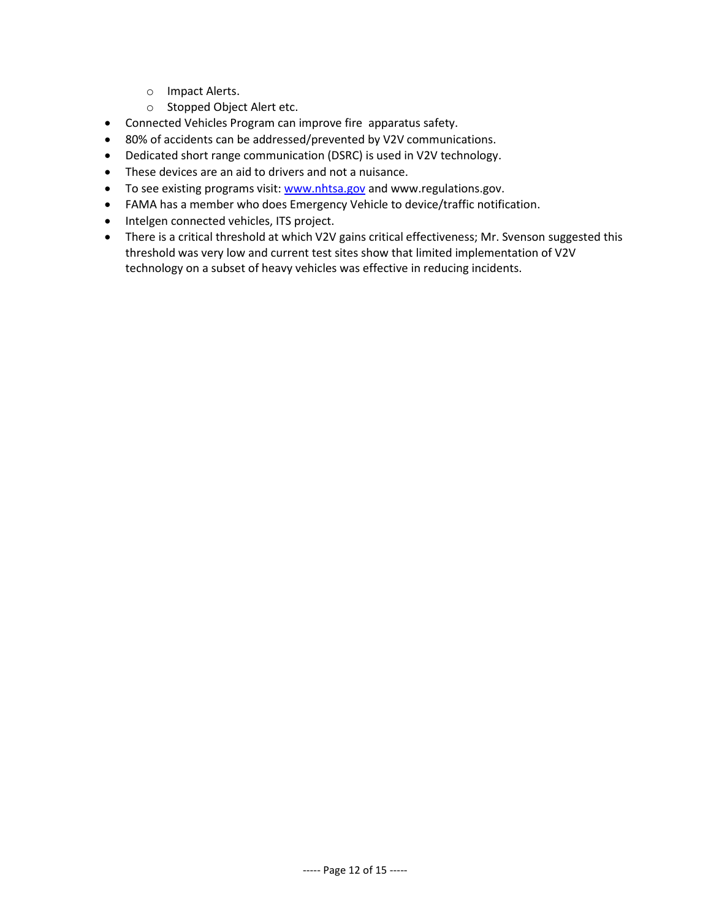- Impact Alerts.
  - Stopped Object Alert etc.
- Connected Vehicles Program can improve fire apparatus safety.
- 80% of accidents can be addressed/prevented by V2V communications.
- Dedicated short range communication (DSRC) is used in V2V technology.
- These devices are an aid to drivers and not a nuisance.
- To see existing programs visit: [www.nhtsa.gov](http://www.nhtsa.gov) and www.regulations.gov.
- FAMA has a member who does Emergency Vehicle to device/traffic notification.
- Intelgen connected vehicles, ITS project.
- There is a critical threshold at which V2V gains critical effectiveness; Mr. Svenson suggested this threshold was very low and current test sites show that limited implementation of V2V technology on a subset of heavy vehicles was effective in reducing incidents.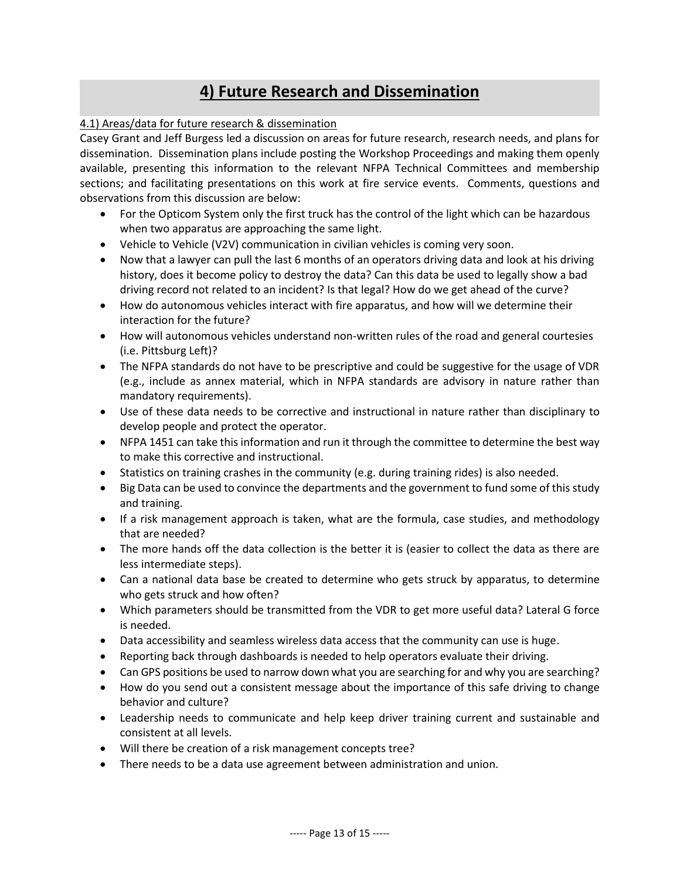# 4) Future Research and Dissemination

4.1) Areas/data for future research & dissemination

Casey Grant and Jeff Burgess led a discussion on areas for future research, research needs, and plans for dissemination. Dissemination plans include posting the Workshop Proceedings and making them openly available, presenting this information to the relevant NFPA Technical Committees and membership sections; and facilitating presentations on this work at fire service events. Comments, questions and observations from this discussion are below:

- For the Opticom System only the first truck has the control of the light which can be hazardous when two apparatus are approaching the same light.
- Vehicle to Vehicle (V2V) communication in civilian vehicles is coming very soon.
- Now that a lawyer can pull the last 6 months of an operators driving data and look at his driving history, does it become policy to destroy the data? Can this data be used to legally show a bad driving record not related to an incident? Is that legal? How do we get ahead of the curve?
- How do autonomous vehicles interact with fire apparatus, and how will we determine their interaction for the future?
- How will autonomous vehicles understand non-written rules of the road and general courtesies (i.e. Pittsburg Left)?
- The NFPA standards do not have to be prescriptive and could be suggestive for the usage of VDR (e.g., include as annex material, which in NFPA standards are advisory in nature rather than mandatory requirements).
- Use of these data needs to be corrective and instructional in nature rather than disciplinary to develop people and protect the operator.
- NFPA 1451 can take this information and run it through the committee to determine the best way to make this corrective and instructional.
- Statistics on training crashes in the community (e.g. during training rides) is also needed.
- Big Data can be used to convince the departments and the government to fund some of this study and training.
- If a risk management approach is taken, what are the formula, case studies, and methodology that are needed?
- The more hands off the data collection is the better it is (easier to collect the data as there are less intermediate steps).
- Can a national data base be created to determine who gets struck by apparatus, to determine who gets struck and how often?
- Which parameters should be transmitted from the VDR to get more useful data? Lateral G force is needed.
- Data accessibility and seamless wireless data access that the community can use is huge.
- Reporting back through dashboards is needed to help operators evaluate their driving.
- Can GPS positions be used to narrow down what you are searching for and why you are searching?
- How do you send out a consistent message about the importance of this safe driving to change behavior and culture?
- Leadership needs to communicate and help keep driver training current and sustainable and consistent at all levels.
- Will there be creation of a risk management concepts tree?
- There needs to be a data use agreement between administration and union.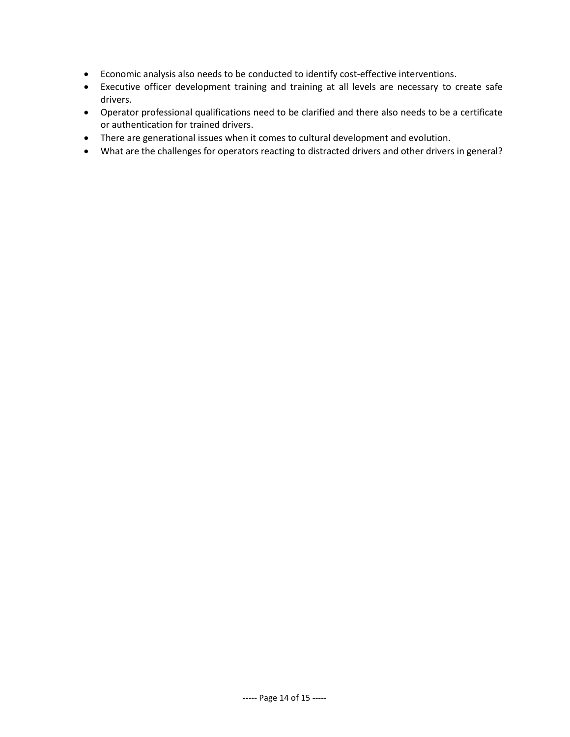- Economic analysis also needs to be conducted to identify cost-effective interventions.
- Executive officer development training and training at all levels are necessary to create safe drivers.
- Operator professional qualifications need to be clarified and there also needs to be a certificate or authentication for trained drivers.
- There are generational issues when it comes to cultural development and evolution.
- What are the challenges for operators reacting to distracted drivers and other drivers in general?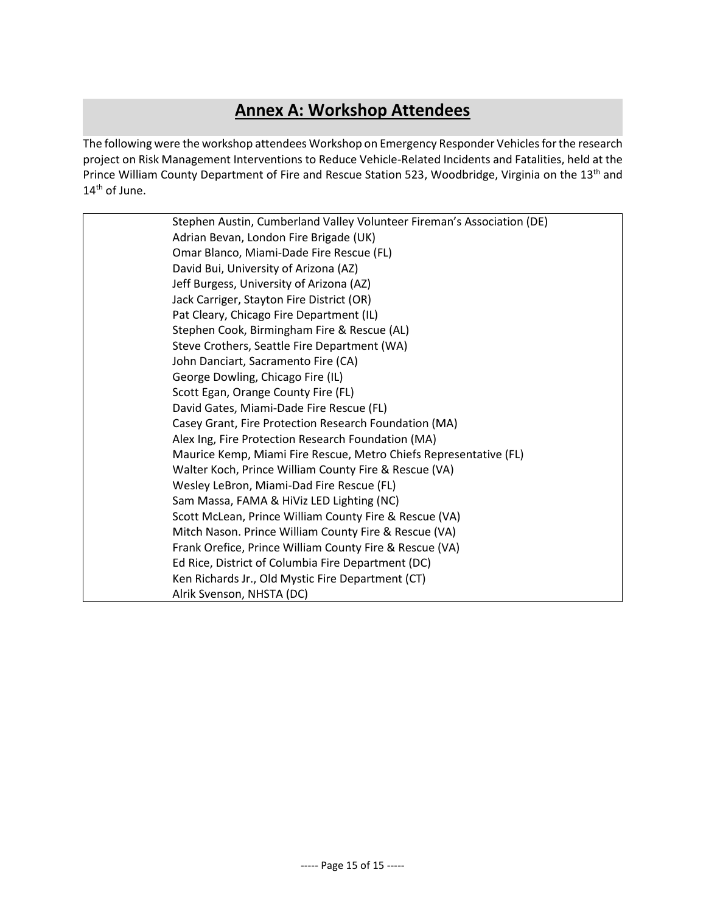## Annex A: Workshop Attendees

The following were the workshop attendees Workshop on Emergency Responder Vehicles for the research project on Risk Management Interventions to Reduce Vehicle-Related Incidents and Fatalities, held at the Prince William County Department of Fire and Rescue Station 523, Woodbridge, Virginia on the 13th and 14th of June.

Stephen Austin, Cumberland Valley Volunteer Fireman's Association (DE)
Adrian Bevan, London Fire Brigade (UK)
Omar Blanco, Miami-Dade Fire Rescue (FL)
David Bui, University of Arizona (AZ)
Jeff Burgess, University of Arizona (AZ)
Jack Carriger, Stayton Fire District (OR)
Pat Cleary, Chicago Fire Department (IL)
Stephen Cook, Birmingham Fire & Rescue (AL)
Steve Crothers, Seattle Fire Department (WA)
John Danciart, Sacramento Fire (CA)
George Dowling, Chicago Fire (IL)
Scott Egan, Orange County Fire (FL)
David Gates, Miami-Dade Fire Rescue (FL)
Casey Grant, Fire Protection Research Foundation (MA)
Alex Ing, Fire Protection Research Foundation (MA)
Maurice Kemp, Miami Fire Rescue, Metro Chiefs Representative (FL)
Walter Koch, Prince William County Fire & Rescue (VA)
Wesley LeBron, Miami-Dad Fire Rescue (FL)
Sam Massa, FAMA & HiViz LED Lighting (NC)
Scott McLean, Prince William County Fire & Rescue (VA)
Mitch Nason. Prince William County Fire & Rescue (VA)
Frank Orefice, Prince William County Fire & Rescue (VA)
Ed Rice, District of Columbia Fire Department (DC)
Ken Richards Jr., Old Mystic Fire Department (CT)
Alrik Svenson, NHSTA (DC)